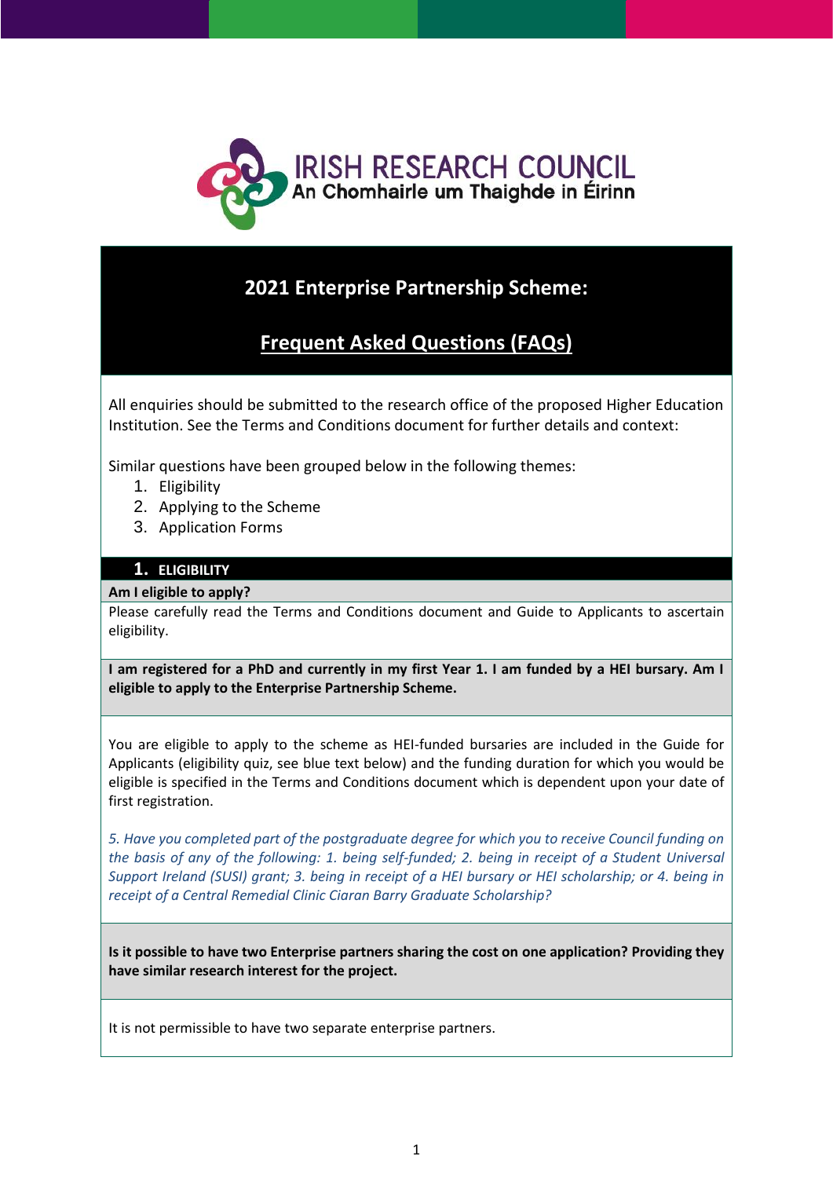IRISH RESEARCH COUNCIL
An Chomhairle um Thaighde in Éirinn

# 2021 Enterprise Partnership Scheme:

## Frequent Asked Questions (FAQs)

All enquiries should be submitted to the research office of the proposed Higher Education Institution. See the Terms and Conditions document for further details and context:

Similar questions have been grouped below in the following themes:

1. Eligibility
2. Applying to the Scheme
3. Application Forms

## 1. ELIGIBILITY

**Am I eligible to apply?**

Please carefully read the Terms and Conditions document and Guide to Applicants to ascertain eligibility.

**I am registered for a PhD and currently in my first Year 1. I am funded by a HEI bursary. Am I eligible to apply to the Enterprise Partnership Scheme.**

You are eligible to apply to the scheme as HEI-funded bursaries are included in the Guide for Applicants (eligibility quiz, see blue text below) and the funding duration for which you would be eligible is specified in the Terms and Conditions document which is dependent upon your date of first registration.

*5. Have you completed part of the postgraduate degree for which you to receive Council funding on the basis of any of the following: 1. being self-funded; 2. being in receipt of a Student Universal Support Ireland (SUSI) grant; 3. being in receipt of a HEI bursary or HEI scholarship; or 4. being in receipt of a Central Remedial Clinic Ciaran Barry Graduate Scholarship?*

**Is it possible to have two Enterprise partners sharing the cost on one application? Providing they have similar research interest for the project.**

It is not permissible to have two separate enterprise partners.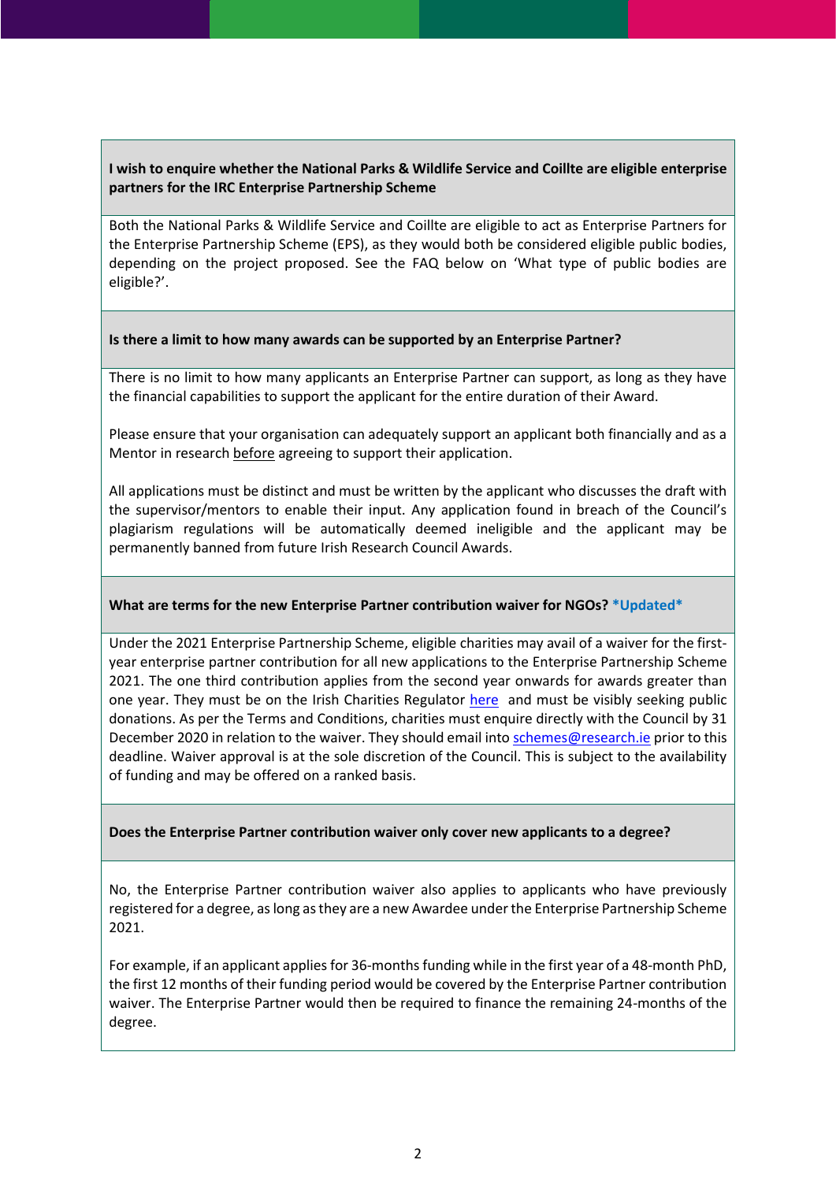**I wish to enquire whether the National Parks & Wildlife Service and Coillte are eligible enterprise partners for the IRC Enterprise Partnership Scheme**

Both the National Parks & Wildlife Service and Coillte are eligible to act as Enterprise Partners for the Enterprise Partnership Scheme (EPS), as they would both be considered eligible public bodies, depending on the project proposed. See the FAQ below on 'What type of public bodies are eligible?'.

**Is there a limit to how many awards can be supported by an Enterprise Partner?**

There is no limit to how many applicants an Enterprise Partner can support, as long as they have the financial capabilities to support the applicant for the entire duration of their Award.

Please ensure that your organisation can adequately support an applicant both financially and as a Mentor in research before agreeing to support their application.

All applications must be distinct and must be written by the applicant who discusses the draft with the supervisor/mentors to enable their input. Any application found in breach of the Council's plagiarism regulations will be automatically deemed ineligible and the applicant may be permanently banned from future Irish Research Council Awards.

**What are terms for the new Enterprise Partner contribution waiver for NGOs? *Updated***

Under the 2021 Enterprise Partnership Scheme, eligible charities may avail of a waiver for the first-year enterprise partner contribution for all new applications to the Enterprise Partnership Scheme 2021. The one third contribution applies from the second year onwards for awards greater than one year. They must be on the Irish Charities Regulator here and must be visibly seeking public donations. As per the Terms and Conditions, charities must enquire directly with the Council by 31 December 2020 in relation to the waiver. They should email into schemes@research.ie prior to this deadline. Waiver approval is at the sole discretion of the Council. This is subject to the availability of funding and may be offered on a ranked basis.

**Does the Enterprise Partner contribution waiver only cover new applicants to a degree?**

No, the Enterprise Partner contribution waiver also applies to applicants who have previously registered for a degree, as long as they are a new Awardee under the Enterprise Partnership Scheme 2021.

For example, if an applicant applies for 36-months funding while in the first year of a 48-month PhD, the first 12 months of their funding period would be covered by the Enterprise Partner contribution waiver. The Enterprise Partner would then be required to finance the remaining 24-months of the degree.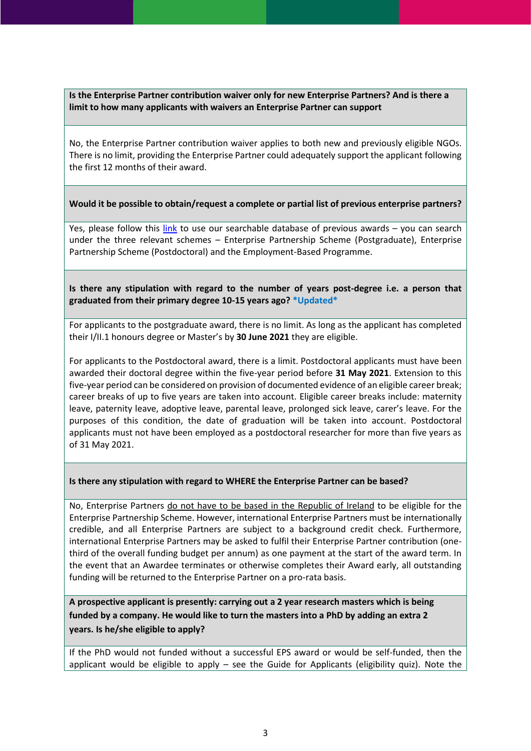**Is the Enterprise Partner contribution waiver only for new Enterprise Partners? And is there a limit to how many applicants with waivers an Enterprise Partner can support**

No, the Enterprise Partner contribution waiver applies to both new and previously eligible NGOs. There is no limit, providing the Enterprise Partner could adequately support the applicant following the first 12 months of their award.

**Would it be possible to obtain/request a complete or partial list of previous enterprise partners?**

Yes, please follow this link to use our searchable database of previous awards – you can search under the three relevant schemes – Enterprise Partnership Scheme (Postgraduate), Enterprise Partnership Scheme (Postdoctoral) and the Employment-Based Programme.

**Is there any stipulation with regard to the number of years post-degree i.e. a person that graduated from their primary degree 10-15 years ago? *Updated***

For applicants to the postgraduate award, there is no limit. As long as the applicant has completed their I/II.1 honours degree or Master's by **30 June 2021** they are eligible.

For applicants to the Postdoctoral award, there is a limit. Postdoctoral applicants must have been awarded their doctoral degree within the five-year period before **31 May 2021**. Extension to this five-year period can be considered on provision of documented evidence of an eligible career break; career breaks of up to five years are taken into account. Eligible career breaks include: maternity leave, paternity leave, adoptive leave, parental leave, prolonged sick leave, carer's leave. For the purposes of this condition, the date of graduation will be taken into account. Postdoctoral applicants must not have been employed as a postdoctoral researcher for more than five years as of 31 May 2021.

**Is there any stipulation with regard to WHERE the Enterprise Partner can be based?**

No, Enterprise Partners do not have to be based in the Republic of Ireland to be eligible for the Enterprise Partnership Scheme. However, international Enterprise Partners must be internationally credible, and all Enterprise Partners are subject to a background credit check. Furthermore, international Enterprise Partners may be asked to fulfil their Enterprise Partner contribution (one-third of the overall funding budget per annum) as one payment at the start of the award term. In the event that an Awardee terminates or otherwise completes their Award early, all outstanding funding will be returned to the Enterprise Partner on a pro-rata basis.

**A prospective applicant is presently: carrying out a 2 year research masters which is being funded by a company. He would like to turn the masters into a PhD by adding an extra 2 years. Is he/she eligible to apply?**

If the PhD would not funded without a successful EPS award or would be self-funded, then the applicant would be eligible to apply – see the Guide for Applicants (eligibility quiz). Note the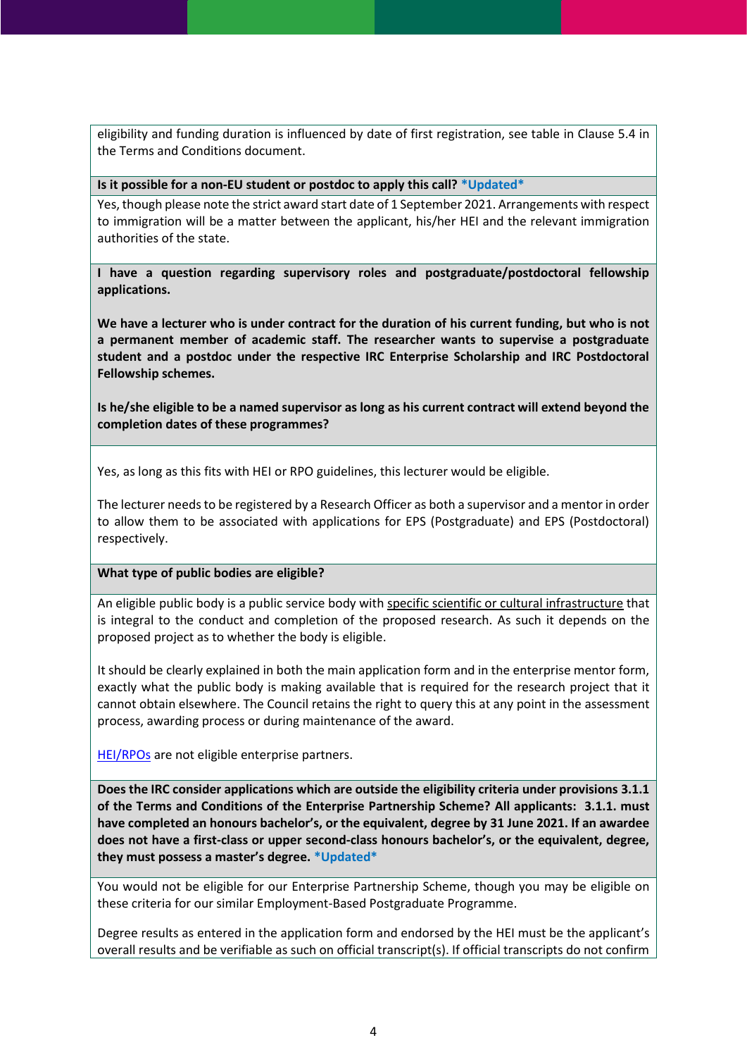eligibility and funding duration is influenced by date of first registration, see table in Clause 5.4 in the Terms and Conditions document.

**Is it possible for a non-EU student or postdoc to apply this call? *Updated***

Yes, though please note the strict award start date of 1 September 2021. Arrangements with respect to immigration will be a matter between the applicant, his/her HEI and the relevant immigration authorities of the state.

**I have a question regarding supervisory roles and postgraduate/postdoctoral fellowship applications.**

**We have a lecturer who is under contract for the duration of his current funding, but who is not a permanent member of academic staff. The researcher wants to supervise a postgraduate student and a postdoc under the respective IRC Enterprise Scholarship and IRC Postdoctoral Fellowship schemes.**

**Is he/she eligible to be a named supervisor as long as his current contract will extend beyond the completion dates of these programmes?**

Yes, as long as this fits with HEI or RPO guidelines, this lecturer would be eligible.

The lecturer needs to be registered by a Research Officer as both a supervisor and a mentor in order to allow them to be associated with applications for EPS (Postgraduate) and EPS (Postdoctoral) respectively.

**What type of public bodies are eligible?**

An eligible public body is a public service body with specific scientific or cultural infrastructure that is integral to the conduct and completion of the proposed research. As such it depends on the proposed project as to whether the body is eligible.

It should be clearly explained in both the main application form and in the enterprise mentor form, exactly what the public body is making available that is required for the research project that it cannot obtain elsewhere. The Council retains the right to query this at any point in the assessment process, awarding process or during maintenance of the award.

HEI/RPOs are not eligible enterprise partners.

**Does the IRC consider applications which are outside the eligibility criteria under provisions 3.1.1 of the Terms and Conditions of the Enterprise Partnership Scheme? All applicants: 3.1.1. must have completed an honours bachelor's, or the equivalent, degree by 31 June 2021. If an awardee does not have a first-class or upper second-class honours bachelor's, or the equivalent, degree, they must possess a master's degree. *Updated***

You would not be eligible for our Enterprise Partnership Scheme, though you may be eligible on these criteria for our similar Employment-Based Postgraduate Programme.

Degree results as entered in the application form and endorsed by the HEI must be the applicant's overall results and be verifiable as such on official transcript(s). If official transcripts do not confirm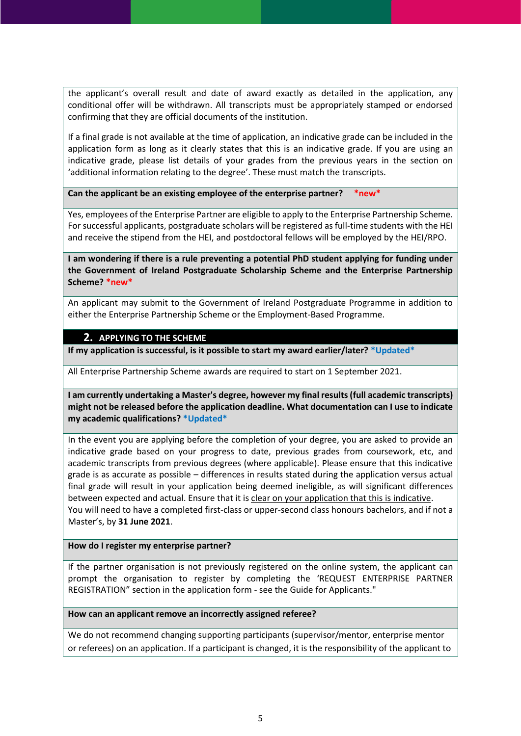the applicant's overall result and date of award exactly as detailed in the application, any conditional offer will be withdrawn. All transcripts must be appropriately stamped or endorsed confirming that they are official documents of the institution.

If a final grade is not available at the time of application, an indicative grade can be included in the application form as long as it clearly states that this is an indicative grade. If you are using an indicative grade, please list details of your grades from the previous years in the section on 'additional information relating to the degree'. These must match the transcripts.

**Can the applicant be an existing employee of the enterprise partner?** *new*

Yes, employees of the Enterprise Partner are eligible to apply to the Enterprise Partnership Scheme. For successful applicants, postgraduate scholars will be registered as full-time students with the HEI and receive the stipend from the HEI, and postdoctoral fellows will be employed by the HEI/RPO.

**I am wondering if there is a rule preventing a potential PhD student applying for funding under the Government of Ireland Postgraduate Scholarship Scheme and the Enterprise Partnership Scheme?** *new*

An applicant may submit to the Government of Ireland Postgraduate Programme in addition to either the Enterprise Partnership Scheme or the Employment-Based Programme.

## 2. APPLYING TO THE SCHEME

**If my application is successful, is it possible to start my award earlier/later?** *Updated*

All Enterprise Partnership Scheme awards are required to start on 1 September 2021.

**I am currently undertaking a Master's degree, however my final results (full academic transcripts) might not be released before the application deadline. What documentation can I use to indicate my academic qualifications?** *Updated*

In the event you are applying before the completion of your degree, you are asked to provide an indicative grade based on your progress to date, previous grades from coursework, etc, and academic transcripts from previous degrees (where applicable). Please ensure that this indicative grade is as accurate as possible – differences in results stated during the application versus actual final grade will result in your application being deemed ineligible, as will significant differences between expected and actual. Ensure that it is clear on your application that this is indicative.
You will need to have a completed first-class or upper-second class honours bachelors, and if not a Master's, by **31 June 2021**.

**How do I register my enterprise partner?**

If the partner organisation is not previously registered on the online system, the applicant can prompt the organisation to register by completing the 'REQUEST ENTERPRISE PARTNER REGISTRATION" section in the application form - see the Guide for Applicants."

**How can an applicant remove an incorrectly assigned referee?**

We do not recommend changing supporting participants (supervisor/mentor, enterprise mentor or referees) on an application. If a participant is changed, it is the responsibility of the applicant to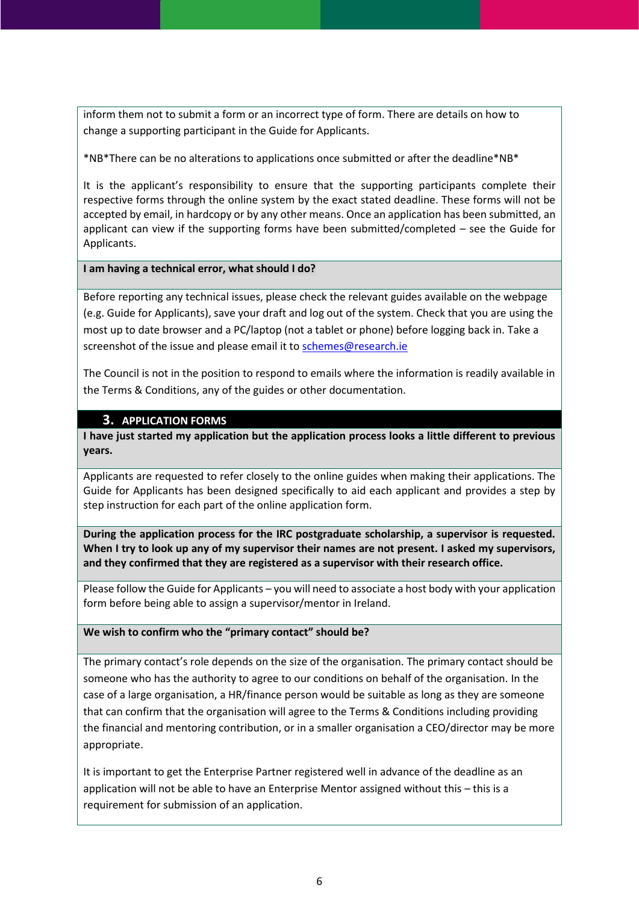inform them not to submit a form or an incorrect type of form. There are details on how to change a supporting participant in the Guide for Applicants.

*NB*There can be no alterations to applications once submitted or after the deadline*NB*

It is the applicant's responsibility to ensure that the supporting participants complete their respective forms through the online system by the exact stated deadline. These forms will not be accepted by email, in hardcopy or by any other means. Once an application has been submitted, an applicant can view if the supporting forms have been submitted/completed – see the Guide for Applicants.

**I am having a technical error, what should I do?**

Before reporting any technical issues, please check the relevant guides available on the webpage (e.g. Guide for Applicants), save your draft and log out of the system. Check that you are using the most up to date browser and a PC/laptop (not a tablet or phone) before logging back in. Take a screenshot of the issue and please email it to schemes@research.ie

The Council is not in the position to respond to emails where the information is readily available in the Terms & Conditions, any of the guides or other documentation.

## 3. APPLICATION FORMS

**I have just started my application but the application process looks a little different to previous years.**

Applicants are requested to refer closely to the online guides when making their applications. The Guide for Applicants has been designed specifically to aid each applicant and provides a step by step instruction for each part of the online application form.

**During the application process for the IRC postgraduate scholarship, a supervisor is requested. When I try to look up any of my supervisor their names are not present. I asked my supervisors, and they confirmed that they are registered as a supervisor with their research office.**

Please follow the Guide for Applicants – you will need to associate a host body with your application form before being able to assign a supervisor/mentor in Ireland.

**We wish to confirm who the "primary contact" should be?**

The primary contact's role depends on the size of the organisation. The primary contact should be someone who has the authority to agree to our conditions on behalf of the organisation. In the case of a large organisation, a HR/finance person would be suitable as long as they are someone that can confirm that the organisation will agree to the Terms & Conditions including providing the financial and mentoring contribution, or in a smaller organisation a CEO/director may be more appropriate.

It is important to get the Enterprise Partner registered well in advance of the deadline as an application will not be able to have an Enterprise Mentor assigned without this – this is a requirement for submission of an application.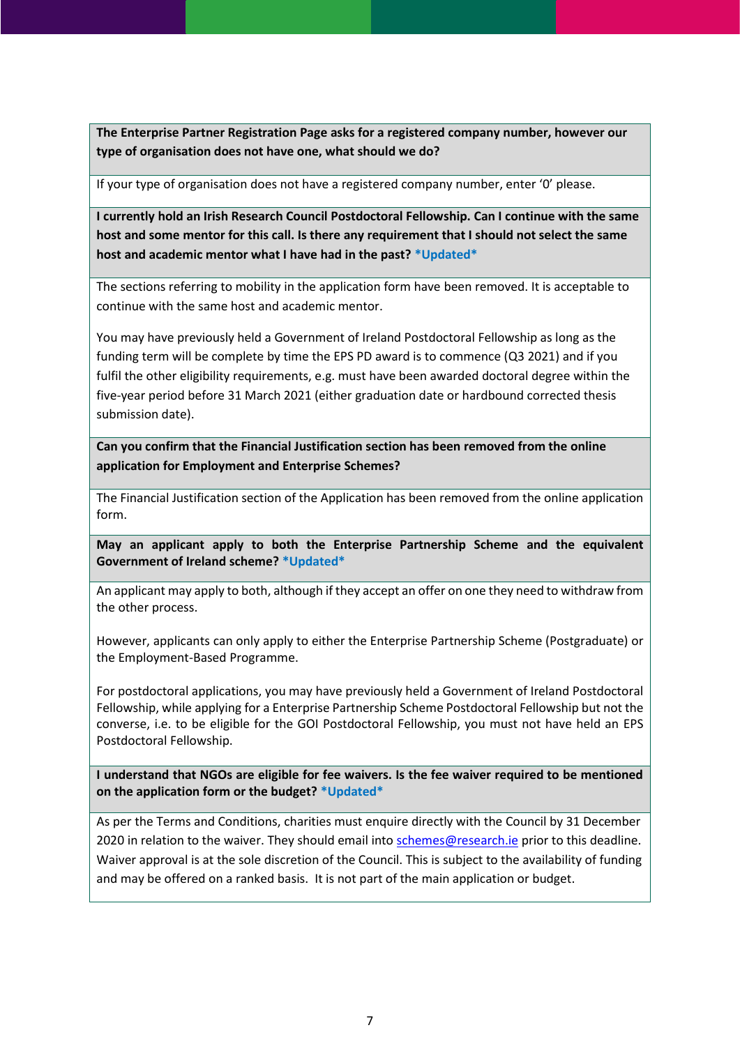**The Enterprise Partner Registration Page asks for a registered company number, however our type of organisation does not have one, what should we do?**

If your type of organisation does not have a registered company number, enter '0' please.

**I currently hold an Irish Research Council Postdoctoral Fellowship. Can I continue with the same host and some mentor for this call. Is there any requirement that I should not select the same host and academic mentor what I have had in the past? *Updated***

The sections referring to mobility in the application form have been removed. It is acceptable to continue with the same host and academic mentor.

You may have previously held a Government of Ireland Postdoctoral Fellowship as long as the funding term will be complete by time the EPS PD award is to commence (Q3 2021) and if you fulfil the other eligibility requirements, e.g. must have been awarded doctoral degree within the five-year period before 31 March 2021 (either graduation date or hardbound corrected thesis submission date).

**Can you confirm that the Financial Justification section has been removed from the online application for Employment and Enterprise Schemes?**

The Financial Justification section of the Application has been removed from the online application form.

**May an applicant apply to both the Enterprise Partnership Scheme and the equivalent Government of Ireland scheme? *Updated***

An applicant may apply to both, although if they accept an offer on one they need to withdraw from the other process.

However, applicants can only apply to either the Enterprise Partnership Scheme (Postgraduate) or the Employment-Based Programme.

For postdoctoral applications, you may have previously held a Government of Ireland Postdoctoral Fellowship, while applying for a Enterprise Partnership Scheme Postdoctoral Fellowship but not the converse, i.e. to be eligible for the GOI Postdoctoral Fellowship, you must not have held an EPS Postdoctoral Fellowship.

**I understand that NGOs are eligible for fee waivers. Is the fee waiver required to be mentioned on the application form or the budget? *Updated***

As per the Terms and Conditions, charities must enquire directly with the Council by 31 December 2020 in relation to the waiver. They should email into schemes@research.ie prior to this deadline. Waiver approval is at the sole discretion of the Council. This is subject to the availability of funding and may be offered on a ranked basis. It is not part of the main application or budget.